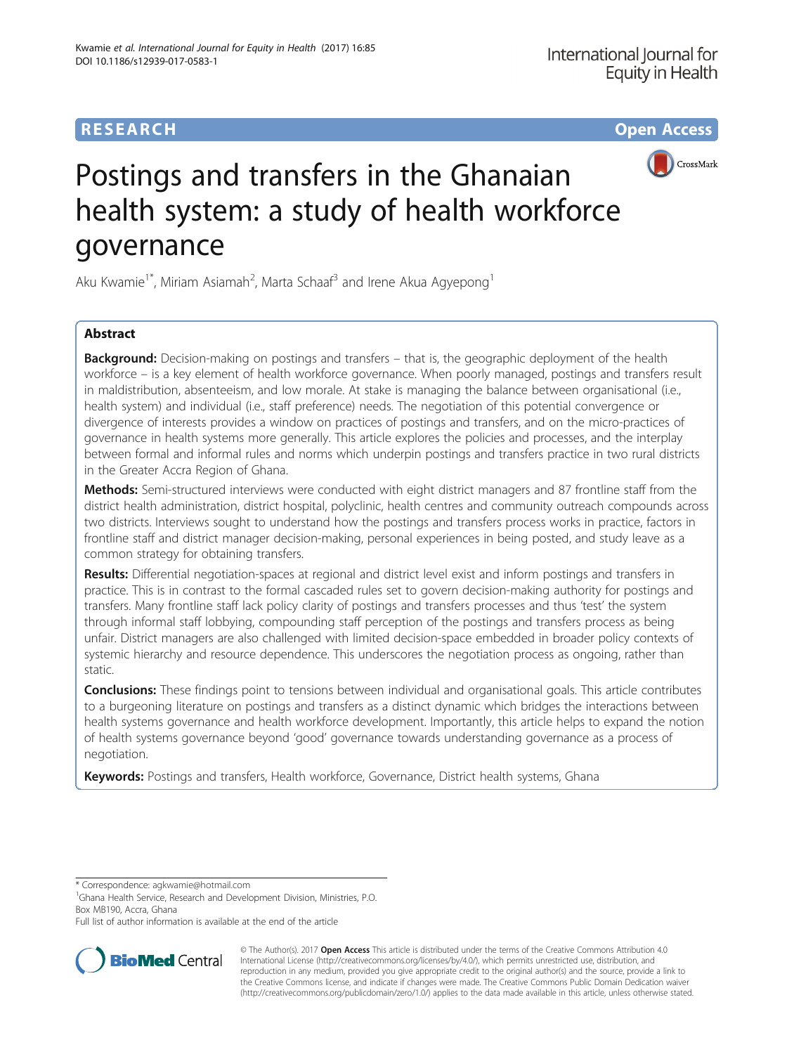RESEARCH Open Access

# Postings and transfers in the Ghanaian health system: a study of health workforce governance

Aku Kwamie[1*], Miriam Asiamah[2], Marta Schaaf[3] and Irene Akua Agyepong[1]

## Abstract

**Background:** Decision-making on postings and transfers – that is, the geographic deployment of the health workforce – is a key element of health workforce governance. When poorly managed, postings and transfers result in maldistribution, absenteeism, and low morale. At stake is managing the balance between organisational (i.e., health system) and individual (i.e., staff preference) needs. The negotiation of this potential convergence or divergence of interests provides a window on practices of postings and transfers, and on the micro-practices of governance in health systems more generally. This article explores the policies and processes, and the interplay between formal and informal rules and norms which underpin postings and transfers practice in two rural districts in the Greater Accra Region of Ghana.

**Methods:** Semi-structured interviews were conducted with eight district managers and 87 frontline staff from the district health administration, district hospital, polyclinic, health centres and community outreach compounds across two districts. Interviews sought to understand how the postings and transfers process works in practice, factors in frontline staff and district manager decision-making, personal experiences in being posted, and study leave as a common strategy for obtaining transfers.

**Results:** Differential negotiation-spaces at regional and district level exist and inform postings and transfers in practice. This is in contrast to the formal cascaded rules set to govern decision-making authority for postings and transfers. Many frontline staff lack policy clarity of postings and transfers processes and thus 'test' the system through informal staff lobbying, compounding staff perception of the postings and transfers process as being unfair. District managers are also challenged with limited decision-space embedded in broader policy contexts of systemic hierarchy and resource dependence. This underscores the negotiation process as ongoing, rather than static.

**Conclusions:** These findings point to tensions between individual and organisational goals. This article contributes to a burgeoning literature on postings and transfers as a distinct dynamic which bridges the interactions between health systems governance and health workforce development. Importantly, this article helps to expand the notion of health systems governance beyond 'good' governance towards understanding governance as a process of negotiation.

**Keywords:** Postings and transfers, Health workforce, Governance, District health systems, Ghana

---

* Correspondence: agkwamie@hotmail.com
[1]Ghana Health Service, Research and Development Division, Ministries, P.O. Box MB190, Accra, Ghana
Full list of author information is available at the end of the article

© The Author(s). 2017 **Open Access** This article is distributed under the terms of the Creative Commons Attribution 4.0 International License (http://creativecommons.org/licenses/by/4.0/), which permits unrestricted use, distribution, and reproduction in any medium, provided you give appropriate credit to the original author(s) and the source, provide a link to the Creative Commons license, and indicate if changes were made. The Creative Commons Public Domain Dedication waiver (http://creativecommons.org/publicdomain/zero/1.0/) applies to the data made available in this article, unless otherwise stated.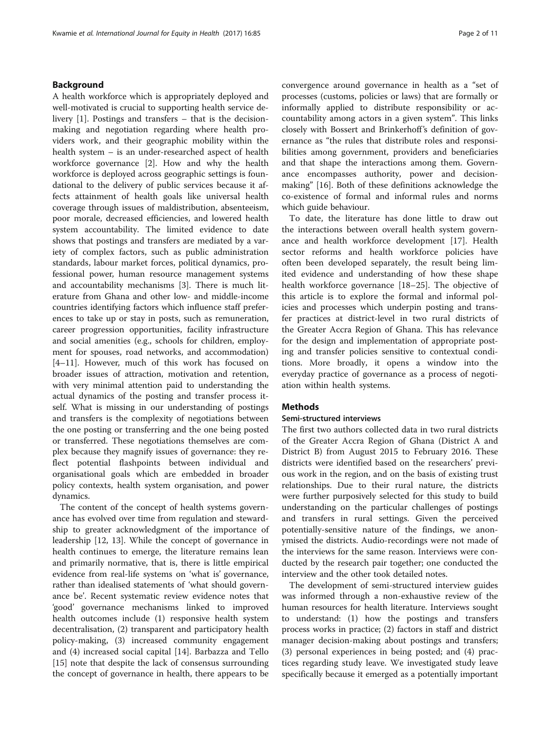## Background

A health workforce which is appropriately deployed and well-motivated is crucial to supporting health service delivery [1]. Postings and transfers – that is the decision-making and negotiation regarding where health providers work, and their geographic mobility within the health system – is an under-researched aspect of health workforce governance [2]. How and why the health workforce is deployed across geographic settings is foundational to the delivery of public services because it affects attainment of health goals like universal health coverage through issues of maldistribution, absenteeism, poor morale, decreased efficiencies, and lowered health system accountability. The limited evidence to date shows that postings and transfers are mediated by a variety of complex factors, such as public administration standards, labour market forces, political dynamics, professional power, human resource management systems and accountability mechanisms [3]. There is much literature from Ghana and other low- and middle-income countries identifying factors which influence staff preferences to take up or stay in posts, such as remuneration, career progression opportunities, facility infrastructure and social amenities (e.g., schools for children, employment for spouses, road networks, and accommodation) [4–11]. However, much of this work has focused on broader issues of attraction, motivation and retention, with very minimal attention paid to understanding the actual dynamics of the posting and transfer process itself. What is missing in our understanding of postings and transfers is the complexity of negotiations between the one posting or transferring and the one being posted or transferred. These negotiations themselves are complex because they magnify issues of governance: they reflect potential flashpoints between individual and organisational goals which are embedded in broader policy contexts, health system organisation, and power dynamics.

The content of the concept of health systems governance has evolved over time from regulation and stewardship to greater acknowledgment of the importance of leadership [12, 13]. While the concept of governance in health continues to emerge, the literature remains lean and primarily normative, that is, there is little empirical evidence from real-life systems on 'what is' governance, rather than idealised statements of 'what should governance be'. Recent systematic review evidence notes that 'good' governance mechanisms linked to improved health outcomes include (1) responsive health system decentralisation, (2) transparent and participatory health policy-making, (3) increased community engagement and (4) increased social capital [14]. Barbazza and Tello [15] note that despite the lack of consensus surrounding the concept of governance in health, there appears to be convergence around governance in health as a "set of processes (customs, policies or laws) that are formally or informally applied to distribute responsibility or accountability among actors in a given system". This links closely with Bossert and Brinkerhoff's definition of governance as "the rules that distribute roles and responsibilities among government, providers and beneficiaries and that shape the interactions among them. Governance encompasses authority, power and decision-making" [16]. Both of these definitions acknowledge the co-existence of formal and informal rules and norms which guide behaviour.

To date, the literature has done little to draw out the interactions between overall health system governance and health workforce development [17]. Health sector reforms and health workforce policies have often been developed separately, the result being limited evidence and understanding of how these shape health workforce governance [18–25]. The objective of this article is to explore the formal and informal policies and processes which underpin posting and transfer practices at district-level in two rural districts of the Greater Accra Region of Ghana. This has relevance for the design and implementation of appropriate posting and transfer policies sensitive to contextual conditions. More broadly, it opens a window into the everyday practice of governance as a process of negotiation within health systems.

## Methods

### Semi-structured interviews

The first two authors collected data in two rural districts of the Greater Accra Region of Ghana (District A and District B) from August 2015 to February 2016. These districts were identified based on the researchers' previous work in the region, and on the basis of existing trust relationships. Due to their rural nature, the districts were further purposively selected for this study to build understanding on the particular challenges of postings and transfers in rural settings. Given the perceived potentially-sensitive nature of the findings, we anonymised the districts. Audio-recordings were not made of the interviews for the same reason. Interviews were conducted by the research pair together; one conducted the interview and the other took detailed notes.

The development of semi-structured interview guides was informed through a non-exhaustive review of the human resources for health literature. Interviews sought to understand: (1) how the postings and transfers process works in practice; (2) factors in staff and district manager decision-making about postings and transfers; (3) personal experiences in being posted; and (4) practices regarding study leave. We investigated study leave specifically because it emerged as a potentially important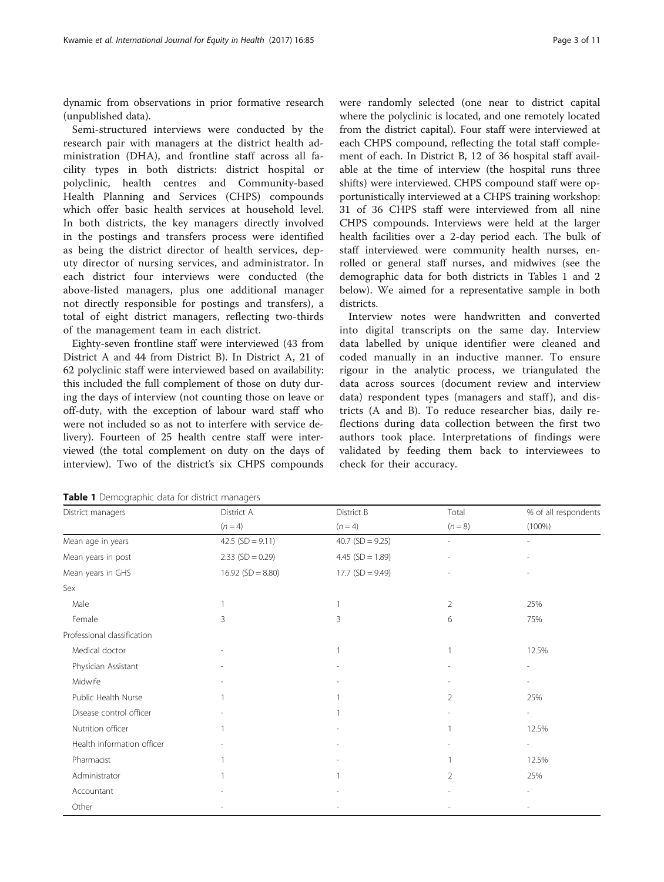dynamic from observations in prior formative research (unpublished data).

Semi-structured interviews were conducted by the research pair with managers at the district health administration (DHA), and frontline staff across all facility types in both districts: district hospital or polyclinic, health centres and Community-based Health Planning and Services (CHPS) compounds which offer basic health services at household level. In both districts, the key managers directly involved in the postings and transfers process were identified as being the district director of health services, deputy director of nursing services, and administrator. In each district four interviews were conducted (the above-listed managers, plus one additional manager not directly responsible for postings and transfers), a total of eight district managers, reflecting two-thirds of the management team in each district.

Eighty-seven frontline staff were interviewed (43 from District A and 44 from District B). In District A, 21 of 62 polyclinic staff were interviewed based on availability: this included the full complement of those on duty during the days of interview (not counting those on leave or off-duty, with the exception of labour ward staff who were not included so as not to interfere with service delivery). Fourteen of 25 health centre staff were interviewed (the total complement on duty on the days of interview). Two of the district's six CHPS compounds were randomly selected (one near to district capital where the polyclinic is located, and one remotely located from the district capital). Four staff were interviewed at each CHPS compound, reflecting the total staff complement of each. In District B, 12 of 36 hospital staff available at the time of interview (the hospital runs three shifts) were interviewed. CHPS compound staff were opportunistically interviewed at a CHPS training workshop: 31 of 36 CHPS staff were interviewed from all nine CHPS compounds. Interviews were held at the larger health facilities over a 2-day period each. The bulk of staff interviewed were community health nurses, enrolled or general staff nurses, and midwives (see the demographic data for both districts in Tables 1 and 2 below). We aimed for a representative sample in both districts.

Interview notes were handwritten and converted into digital transcripts on the same day. Interview data labelled by unique identifier were cleaned and coded manually in an inductive manner. To ensure rigour in the analytic process, we triangulated the data across sources (document review and interview data) respondent types (managers and staff), and districts (A and B). To reduce researcher bias, daily reflections during data collection between the first two authors took place. Interpretations of findings were validated by feeding them back to interviewees to check for their accuracy.

**Table 1** Demographic data for district managers

| District managers | District A ($n = 4$) | District B ($n = 4$) | Total ($n = 8$) | % of all respondents (100%) |
|---|---|---|---|---|
| Mean age in years | 42.5 (SD = 9.11) | 40.7 (SD = 9.25) | - | - |
| Mean years in post | 2.33 (SD = 0.29) | 4.45 (SD = 1.89) | - | - |
| Mean years in GHS | 16.92 (SD = 8.80) | 17.7 (SD = 9.49) | - | - |
| Sex | | | | |
| Male | 1 | 1 | 2 | 25% |
| Female | 3 | 3 | 6 | 75% |
| Professional classification | | | | |
| Medical doctor | - | 1 | 1 | 12.5% |
| Physician Assistant | - | - | - | - |
| Midwife | - | - | - | - |
| Public Health Nurse | 1 | 1 | 2 | 25% |
| Disease control officer | - | 1 | - | - |
| Nutrition officer | 1 | - | 1 | 12.5% |
| Health information officer | - | - | - | - |
| Pharmacist | 1 | - | 1 | 12.5% |
| Administrator | 1 | 1 | 2 | 25% |
| Accountant | - | - | - | - |
| Other | - | - | - | - |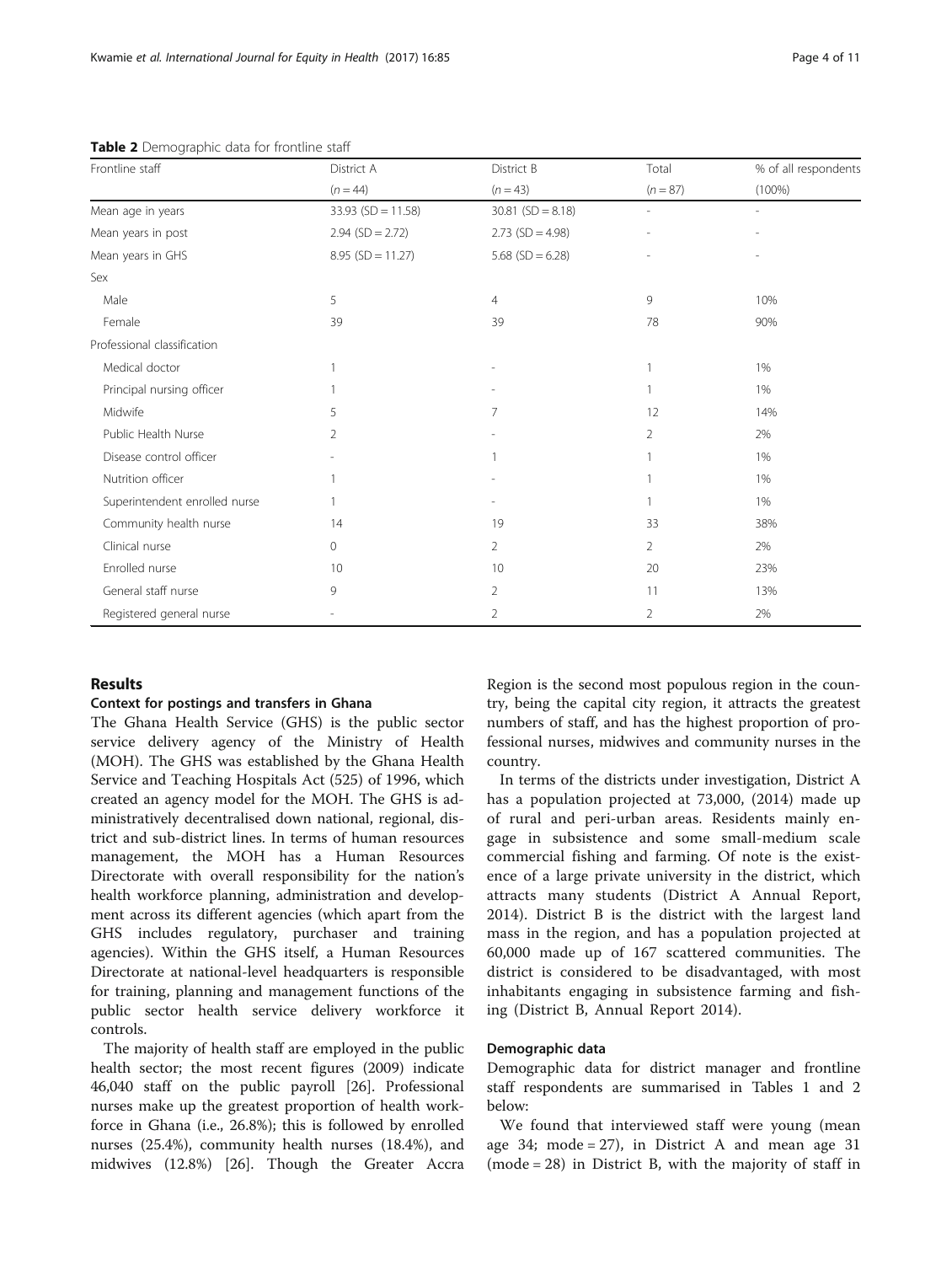**Table 2** Demographic data for frontline staff

| Frontline staff | District A | District B | Total | % of all respondents |
|---|---|---|---|---|
| | (n = 44) | (n = 43) | (n = 87) | (100%) |
| Mean age in years | 33.93 (SD = 11.58) | 30.81 (SD = 8.18) | - | - |
| Mean years in post | 2.94 (SD = 2.72) | 2.73 (SD = 4.98) | - | - |
| Mean years in GHS | 8.95 (SD = 11.27) | 5.68 (SD = 6.28) | - | - |
| Sex | | | | |
| Male | 5 | 4 | 9 | 10% |
| Female | 39 | 39 | 78 | 90% |
| Professional classification | | | | |
| Medical doctor | 1 | - | 1 | 1% |
| Principal nursing officer | 1 | - | 1 | 1% |
| Midwife | 5 | 7 | 12 | 14% |
| Public Health Nurse | 2 | - | 2 | 2% |
| Disease control officer | - | 1 | 1 | 1% |
| Nutrition officer | 1 | - | 1 | 1% |
| Superintendent enrolled nurse | 1 | - | 1 | 1% |
| Community health nurse | 14 | 19 | 33 | 38% |
| Clinical nurse | 0 | 2 | 2 | 2% |
| Enrolled nurse | 10 | 10 | 20 | 23% |
| General staff nurse | 9 | 2 | 11 | 13% |
| Registered general nurse | - | 2 | 2 | 2% |

## Results

### Context for postings and transfers in Ghana

The Ghana Health Service (GHS) is the public sector service delivery agency of the Ministry of Health (MOH). The GHS was established by the Ghana Health Service and Teaching Hospitals Act (525) of 1996, which created an agency model for the MOH. The GHS is administratively decentralised down national, regional, district and sub-district lines. In terms of human resources management, the MOH has a Human Resources Directorate with overall responsibility for the nation's health workforce planning, administration and development across its different agencies (which apart from the GHS includes regulatory, purchaser and training agencies). Within the GHS itself, a Human Resources Directorate at national-level headquarters is responsible for training, planning and management functions of the public sector health service delivery workforce it controls.

The majority of health staff are employed in the public health sector; the most recent figures (2009) indicate 46,040 staff on the public payroll [26]. Professional nurses make up the greatest proportion of health workforce in Ghana (i.e., 26.8%); this is followed by enrolled nurses (25.4%), community health nurses (18.4%), and midwives (12.8%) [26]. Though the Greater Accra Region is the second most populous region in the country, being the capital city region, it attracts the greatest numbers of staff, and has the highest proportion of professional nurses, midwives and community nurses in the country.

In terms of the districts under investigation, District A has a population projected at 73,000, (2014) made up of rural and peri-urban areas. Residents mainly engage in subsistence and some small-medium scale commercial fishing and farming. Of note is the existence of a large private university in the district, which attracts many students (District A Annual Report, 2014). District B is the district with the largest land mass in the region, and has a population projected at 60,000 made up of 167 scattered communities. The district is considered to be disadvantaged, with most inhabitants engaging in subsistence farming and fishing (District B, Annual Report 2014).

### Demographic data

Demographic data for district manager and frontline staff respondents are summarised in Tables 1 and 2 below:

We found that interviewed staff were young (mean age 34; mode = 27), in District A and mean age 31 (mode = 28) in District B, with the majority of staff in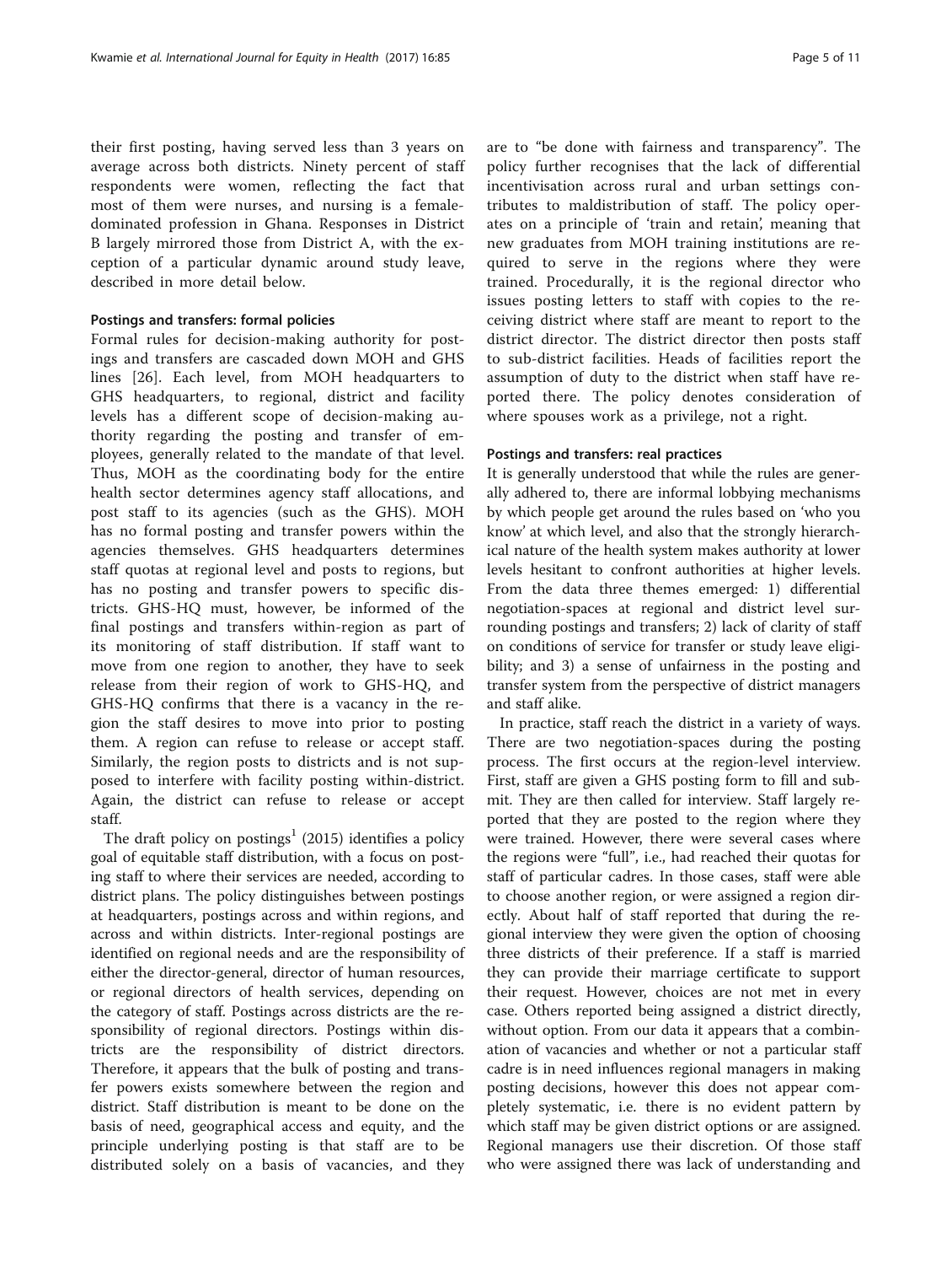their first posting, having served less than 3 years on average across both districts. Ninety percent of staff respondents were women, reflecting the fact that most of them were nurses, and nursing is a female-dominated profession in Ghana. Responses in District B largely mirrored those from District A, with the exception of a particular dynamic around study leave, described in more detail below.

### Postings and transfers: formal policies

Formal rules for decision-making authority for postings and transfers are cascaded down MOH and GHS lines [26]. Each level, from MOH headquarters to GHS headquarters, to regional, district and facility levels has a different scope of decision-making authority regarding the posting and transfer of employees, generally related to the mandate of that level. Thus, MOH as the coordinating body for the entire health sector determines agency staff allocations, and post staff to its agencies (such as the GHS). MOH has no formal posting and transfer powers within the agencies themselves. GHS headquarters determines staff quotas at regional level and posts to regions, but has no posting and transfer powers to specific districts. GHS-HQ must, however, be informed of the final postings and transfers within-region as part of its monitoring of staff distribution. If staff want to move from one region to another, they have to seek release from their region of work to GHS-HQ, and GHS-HQ confirms that there is a vacancy in the region the staff desires to move into prior to posting them. A region can refuse to release or accept staff. Similarly, the region posts to districts and is not supposed to interfere with facility posting within-district. Again, the district can refuse to release or accept staff.

The draft policy on postings[1] (2015) identifies a policy goal of equitable staff distribution, with a focus on posting staff to where their services are needed, according to district plans. The policy distinguishes between postings at headquarters, postings across and within regions, and across and within districts. Inter-regional postings are identified on regional needs and are the responsibility of either the director-general, director of human resources, or regional directors of health services, depending on the category of staff. Postings across districts are the responsibility of regional directors. Postings within districts are the responsibility of district directors. Therefore, it appears that the bulk of posting and transfer powers exists somewhere between the region and district. Staff distribution is meant to be done on the basis of need, geographical access and equity, and the principle underlying posting is that staff are to be distributed solely on a basis of vacancies, and they are to "be done with fairness and transparency". The policy further recognises that the lack of differential incentivisation across rural and urban settings contributes to maldistribution of staff. The policy operates on a principle of 'train and retain', meaning that new graduates from MOH training institutions are required to serve in the regions where they were trained. Procedurally, it is the regional director who issues posting letters to staff with copies to the receiving district where staff are meant to report to the district director. The district director then posts staff to sub-district facilities. Heads of facilities report the assumption of duty to the district when staff have reported there. The policy denotes consideration of where spouses work as a privilege, not a right.

### Postings and transfers: real practices

It is generally understood that while the rules are generally adhered to, there are informal lobbying mechanisms by which people get around the rules based on 'who you know' at which level, and also that the strongly hierarchical nature of the health system makes authority at lower levels hesitant to confront authorities at higher levels. From the data three themes emerged: 1) differential negotiation-spaces at regional and district level surrounding postings and transfers; 2) lack of clarity of staff on conditions of service for transfer or study leave eligibility; and 3) a sense of unfairness in the posting and transfer system from the perspective of district managers and staff alike.

In practice, staff reach the district in a variety of ways. There are two negotiation-spaces during the posting process. The first occurs at the region-level interview. First, staff are given a GHS posting form to fill and submit. They are then called for interview. Staff largely reported that they are posted to the region where they were trained. However, there were several cases where the regions were "full", i.e., had reached their quotas for staff of particular cadres. In those cases, staff were able to choose another region, or were assigned a region directly. About half of staff reported that during the regional interview they were given the option of choosing three districts of their preference. If a staff is married they can provide their marriage certificate to support their request. However, choices are not met in every case. Others reported being assigned a district directly, without option. From our data it appears that a combination of vacancies and whether or not a particular staff cadre is in need influences regional managers in making posting decisions, however this does not appear completely systematic, i.e. there is no evident pattern by which staff may be given district options or are assigned. Regional managers use their discretion. Of those staff who were assigned there was lack of understanding and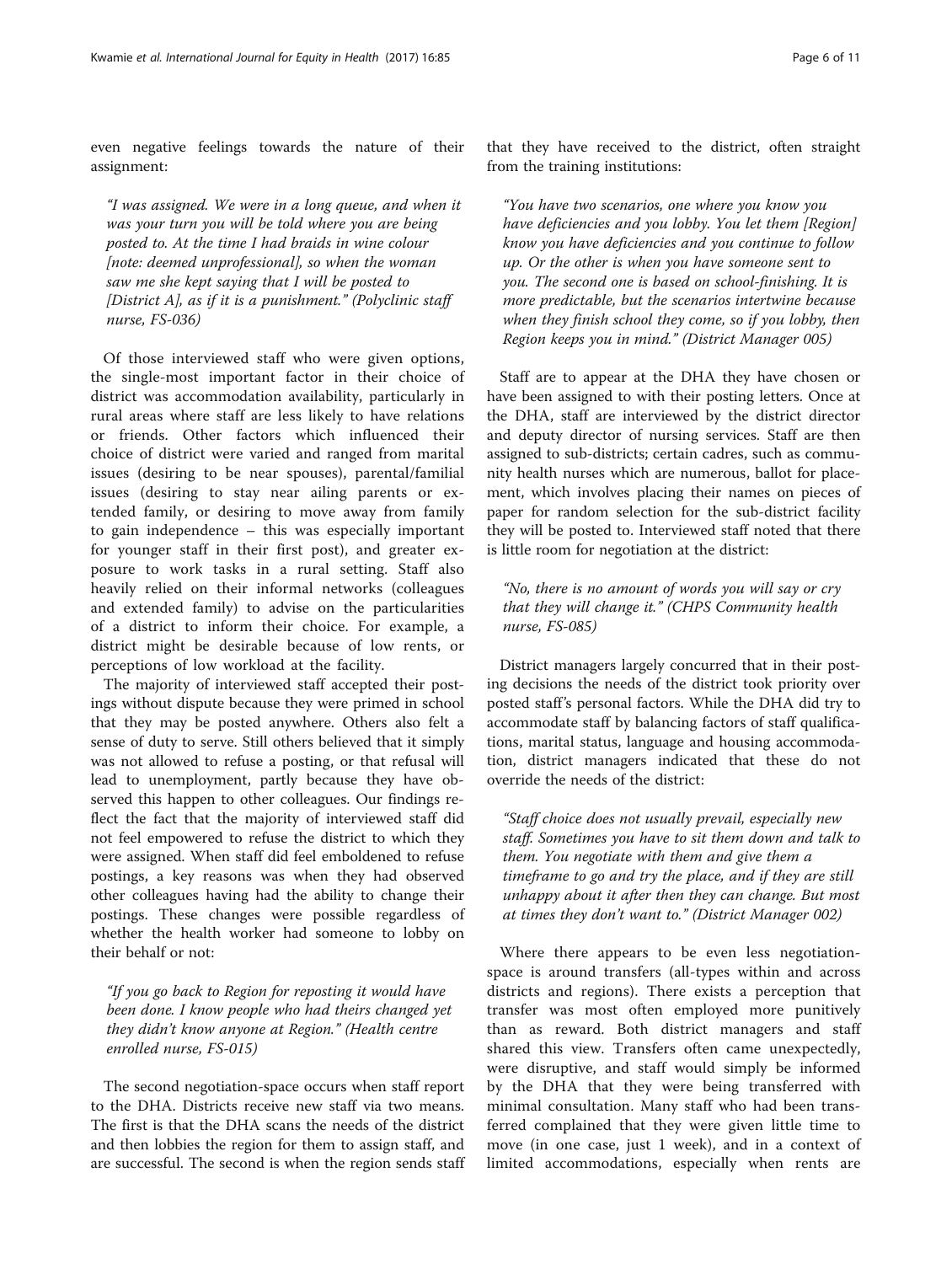even negative feelings towards the nature of their assignment:

> *"I was assigned. We were in a long queue, and when it was your turn you will be told where you are being posted to. At the time I had braids in wine colour [note: deemed unprofessional], so when the woman saw me she kept saying that I will be posted to [District A], as if it is a punishment." (Polyclinic staff nurse, FS-036)*

Of those interviewed staff who were given options, the single-most important factor in their choice of district was accommodation availability, particularly in rural areas where staff are less likely to have relations or friends. Other factors which influenced their choice of district were varied and ranged from marital issues (desiring to be near spouses), parental/familial issues (desiring to stay near ailing parents or extended family, or desiring to move away from family to gain independence – this was especially important for younger staff in their first post), and greater exposure to work tasks in a rural setting. Staff also heavily relied on their informal networks (colleagues and extended family) to advise on the particularities of a district to inform their choice. For example, a district might be desirable because of low rents, or perceptions of low workload at the facility.

The majority of interviewed staff accepted their postings without dispute because they were primed in school that they may be posted anywhere. Others also felt a sense of duty to serve. Still others believed that it simply was not allowed to refuse a posting, or that refusal will lead to unemployment, partly because they have observed this happen to other colleagues. Our findings reflect the fact that the majority of interviewed staff did not feel empowered to refuse the district to which they were assigned. When staff did feel emboldened to refuse postings, a key reasons was when they had observed other colleagues having had the ability to change their postings. These changes were possible regardless of whether the health worker had someone to lobby on their behalf or not:

> *"If you go back to Region for reposting it would have been done. I know people who had theirs changed yet they didn't know anyone at Region." (Health centre enrolled nurse, FS-015)*

The second negotiation-space occurs when staff report to the DHA. Districts receive new staff via two means. The first is that the DHA scans the needs of the district and then lobbies the region for them to assign staff, and are successful. The second is when the region sends staff that they have received to the district, often straight from the training institutions:

> *"You have two scenarios, one where you know you have deficiencies and you lobby. You let them [Region] know you have deficiencies and you continue to follow up. Or the other is when you have someone sent to you. The second one is based on school-finishing. It is more predictable, but the scenarios intertwine because when they finish school they come, so if you lobby, then Region keeps you in mind." (District Manager 005)*

Staff are to appear at the DHA they have chosen or have been assigned to with their posting letters. Once at the DHA, staff are interviewed by the district director and deputy director of nursing services. Staff are then assigned to sub-districts; certain cadres, such as community health nurses which are numerous, ballot for placement, which involves placing their names on pieces of paper for random selection for the sub-district facility they will be posted to. Interviewed staff noted that there is little room for negotiation at the district:

> *"No, there is no amount of words you will say or cry that they will change it." (CHPS Community health nurse, FS-085)*

District managers largely concurred that in their posting decisions the needs of the district took priority over posted staff's personal factors. While the DHA did try to accommodate staff by balancing factors of staff qualifications, marital status, language and housing accommodation, district managers indicated that these do not override the needs of the district:

> *"Staff choice does not usually prevail, especially new staff. Sometimes you have to sit them down and talk to them. You negotiate with them and give them a timeframe to go and try the place, and if they are still unhappy about it after then they can change. But most at times they don't want to." (District Manager 002)*

Where there appears to be even less negotiation-space is around transfers (all-types within and across districts and regions). There exists a perception that transfer was most often employed more punitively than as reward. Both district managers and staff shared this view. Transfers often came unexpectedly, were disruptive, and staff would simply be informed by the DHA that they were being transferred with minimal consultation. Many staff who had been transferred complained that they were given little time to move (in one case, just 1 week), and in a context of limited accommodations, especially when rents are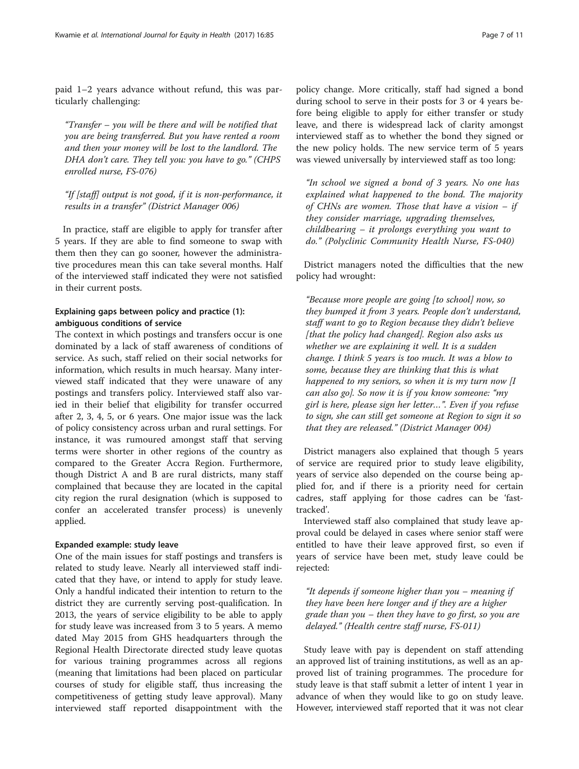paid 1–2 years advance without refund, this was particularly challenging:

> "Transfer – you will be there and will be notified that you are being transferred. But you have rented a room and then your money will be lost to the landlord. The DHA don't care. They tell you: you have to go." (CHPS enrolled nurse, FS-076)

> "If [staff] output is not good, if it is non-performance, it results in a transfer" (District Manager 006)

In practice, staff are eligible to apply for transfer after 5 years. If they are able to find someone to swap with them then they can go sooner, however the administrative procedures mean this can take several months. Half of the interviewed staff indicated they were not satisfied in their current posts.

### Explaining gaps between policy and practice (1): ambiguous conditions of service

The context in which postings and transfers occur is one dominated by a lack of staff awareness of conditions of service. As such, staff relied on their social networks for information, which results in much hearsay. Many interviewed staff indicated that they were unaware of any postings and transfers policy. Interviewed staff also varied in their belief that eligibility for transfer occurred after 2, 3, 4, 5, or 6 years. One major issue was the lack of policy consistency across urban and rural settings. For instance, it was rumoured amongst staff that serving terms were shorter in other regions of the country as compared to the Greater Accra Region. Furthermore, though District A and B are rural districts, many staff complained that because they are located in the capital city region the rural designation (which is supposed to confer an accelerated transfer process) is unevenly applied.

#### Expanded example: study leave

One of the main issues for staff postings and transfers is related to study leave. Nearly all interviewed staff indicated that they have, or intend to apply for study leave. Only a handful indicated their intention to return to the district they are currently serving post-qualification. In 2013, the years of service eligibility to be able to apply for study leave was increased from 3 to 5 years. A memo dated May 2015 from GHS headquarters through the Regional Health Directorate directed study leave quotas for various training programmes across all regions (meaning that limitations had been placed on particular courses of study for eligible staff, thus increasing the competitiveness of getting study leave approval). Many interviewed staff reported disappointment with the policy change. More critically, staff had signed a bond during school to serve in their posts for 3 or 4 years before being eligible to apply for either transfer or study leave, and there is widespread lack of clarity amongst interviewed staff as to whether the bond they signed or the new policy holds. The new service term of 5 years was viewed universally by interviewed staff as too long:

> "In school we signed a bond of 3 years. No one has explained what happened to the bond. The majority of CHNs are women. Those that have a vision – if they consider marriage, upgrading themselves, childbearing – it prolongs everything you want to do." (Polyclinic Community Health Nurse, FS-040)

District managers noted the difficulties that the new policy had wrought:

> "Because more people are going [to school] now, so they bumped it from 3 years. People don't understand, staff want to go to Region because they didn't believe [that the policy had changed]. Region also asks us whether we are explaining it well. It is a sudden change. I think 5 years is too much. It was a blow to some, because they are thinking that this is what happened to my seniors, so when it is my turn now [I can also go]. So now it is if you know someone: "my girl is here, please sign her letter…". Even if you refuse to sign, she can still get someone at Region to sign it so that they are released." (District Manager 004)

District managers also explained that though 5 years of service are required prior to study leave eligibility, years of service also depended on the course being applied for, and if there is a priority need for certain cadres, staff applying for those cadres can be 'fast-tracked'.

Interviewed staff also complained that study leave approval could be delayed in cases where senior staff were entitled to have their leave approved first, so even if years of service have been met, study leave could be rejected:

> "It depends if someone higher than you – meaning if they have been here longer and if they are a higher grade than you – then they have to go first, so you are delayed." (Health centre staff nurse, FS-011)

Study leave with pay is dependent on staff attending an approved list of training institutions, as well as an approved list of training programmes. The procedure for study leave is that staff submit a letter of intent 1 year in advance of when they would like to go on study leave. However, interviewed staff reported that it was not clear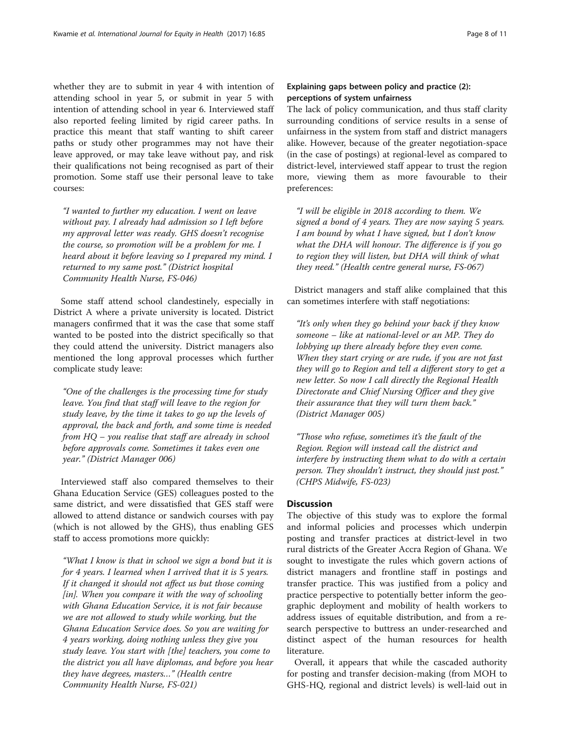whether they are to submit in year 4 with intention of attending school in year 5, or submit in year 5 with intention of attending school in year 6. Interviewed staff also reported feeling limited by rigid career paths. In practice this meant that staff wanting to shift career paths or study other programmes may not have their leave approved, or may take leave without pay, and risk their qualifications not being recognised as part of their promotion. Some staff use their personal leave to take courses:

> *"I wanted to further my education. I went on leave without pay. I already had admission so I left before my approval letter was ready. GHS doesn't recognise the course, so promotion will be a problem for me. I heard about it before leaving so I prepared my mind. I returned to my same post." (District hospital Community Health Nurse, FS-046)*

Some staff attend school clandestinely, especially in District A where a private university is located. District managers confirmed that it was the case that some staff wanted to be posted into the district specifically so that they could attend the university. District managers also mentioned the long approval processes which further complicate study leave:

> *"One of the challenges is the processing time for study leave. You find that staff will leave to the region for study leave, by the time it takes to go up the levels of approval, the back and forth, and some time is needed from HQ – you realise that staff are already in school before approvals come. Sometimes it takes even one year." (District Manager 006)*

Interviewed staff also compared themselves to their Ghana Education Service (GES) colleagues posted to the same district, and were dissatisfied that GES staff were allowed to attend distance or sandwich courses with pay (which is not allowed by the GHS), thus enabling GES staff to access promotions more quickly:

> *"What I know is that in school we sign a bond but it is for 4 years. I learned when I arrived that it is 5 years. If it changed it should not affect us but those coming [in]. When you compare it with the way of schooling with Ghana Education Service, it is not fair because we are not allowed to study while working, but the Ghana Education Service does. So you are waiting for 4 years working, doing nothing unless they give you study leave. You start with [the] teachers, you come to the district you all have diplomas, and before you hear they have degrees, masters…" (Health centre Community Health Nurse, FS-021)*

### Explaining gaps between policy and practice (2): perceptions of system unfairness

The lack of policy communication, and thus staff clarity surrounding conditions of service results in a sense of unfairness in the system from staff and district managers alike. However, because of the greater negotiation-space (in the case of postings) at regional-level as compared to district-level, interviewed staff appear to trust the region more, viewing them as more favourable to their preferences:

> *"I will be eligible in 2018 according to them. We signed a bond of 4 years. They are now saying 5 years. I am bound by what I have signed, but I don't know what the DHA will honour. The difference is if you go to region they will listen, but DHA will think of what they need." (Health centre general nurse, FS-067)*

District managers and staff alike complained that this can sometimes interfere with staff negotiations:

> *"It's only when they go behind your back if they know someone – like at national-level or an MP. They do lobbying up there already before they even come. When they start crying or are rude, if you are not fast they will go to Region and tell a different story to get a new letter. So now I call directly the Regional Health Directorate and Chief Nursing Officer and they give their assurance that they will turn them back." (District Manager 005)*

> *"Those who refuse, sometimes it's the fault of the Region. Region will instead call the district and interfere by instructing them what to do with a certain person. They shouldn't instruct, they should just post." (CHPS Midwife, FS-023)*

## Discussion

The objective of this study was to explore the formal and informal policies and processes which underpin posting and transfer practices at district-level in two rural districts of the Greater Accra Region of Ghana. We sought to investigate the rules which govern actions of district managers and frontline staff in postings and transfer practice. This was justified from a policy and practice perspective to potentially better inform the geographic deployment and mobility of health workers to address issues of equitable distribution, and from a research perspective to buttress an under-researched and distinct aspect of the human resources for health literature.

Overall, it appears that while the cascaded authority for posting and transfer decision-making (from MOH to GHS-HQ, regional and district levels) is well-laid out in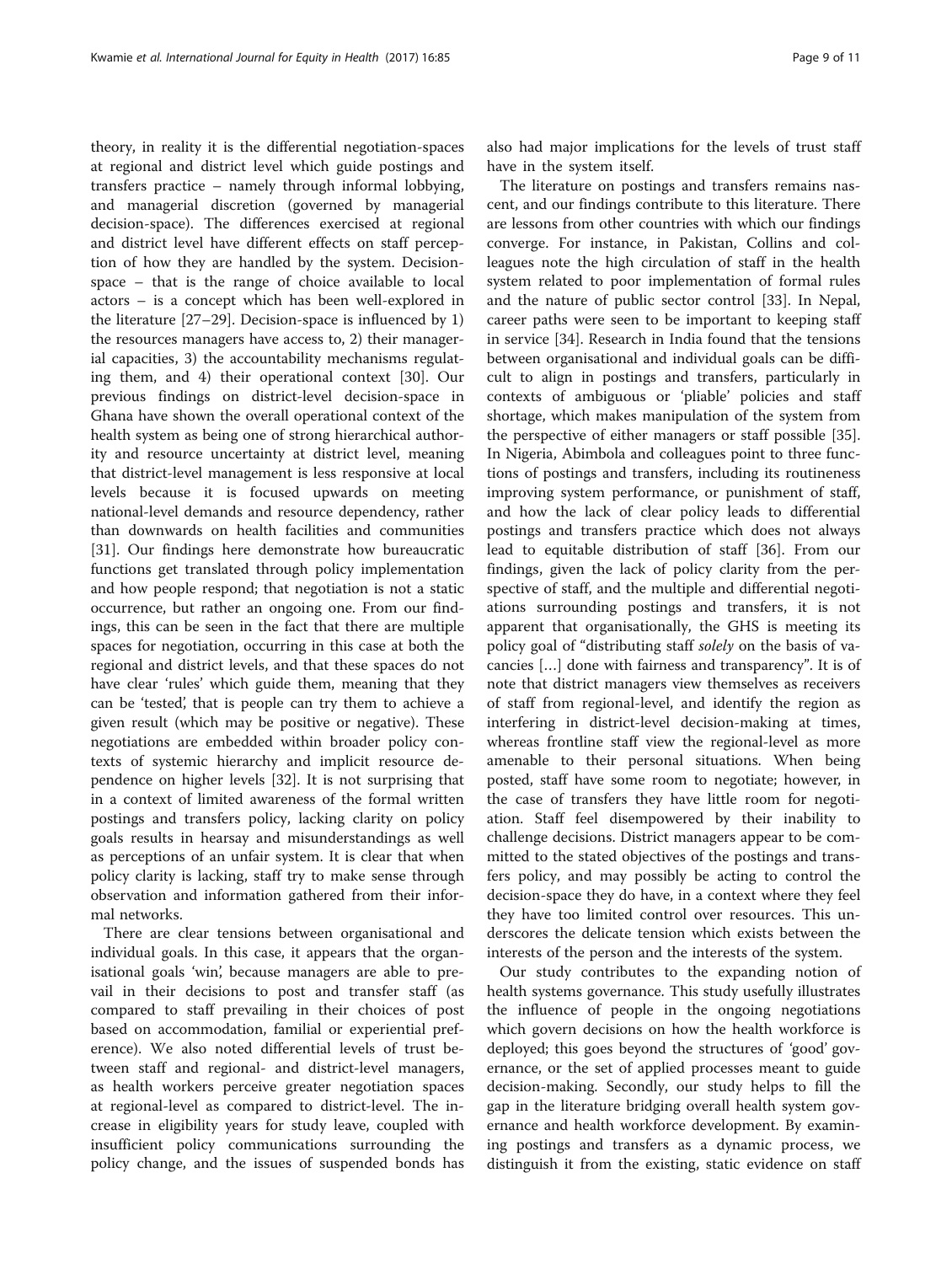theory, in reality it is the differential negotiation-spaces at regional and district level which guide postings and transfers practice – namely through informal lobbying, and managerial discretion (governed by managerial decision-space). The differences exercised at regional and district level have different effects on staff perception of how they are handled by the system. Decision-space – that is the range of choice available to local actors – is a concept which has been well-explored in the literature [27–29]. Decision-space is influenced by 1) the resources managers have access to, 2) their managerial capacities, 3) the accountability mechanisms regulating them, and 4) their operational context [30]. Our previous findings on district-level decision-space in Ghana have shown the overall operational context of the health system as being one of strong hierarchical authority and resource uncertainty at district level, meaning that district-level management is less responsive at local levels because it is focused upwards on meeting national-level demands and resource dependency, rather than downwards on health facilities and communities [31]. Our findings here demonstrate how bureaucratic functions get translated through policy implementation and how people respond; that negotiation is not a static occurrence, but rather an ongoing one. From our findings, this can be seen in the fact that there are multiple spaces for negotiation, occurring in this case at both the regional and district levels, and that these spaces do not have clear 'rules' which guide them, meaning that they can be 'tested', that is people can try them to achieve a given result (which may be positive or negative). These negotiations are embedded within broader policy contexts of systemic hierarchy and implicit resource dependence on higher levels [32]. It is not surprising that in a context of limited awareness of the formal written postings and transfers policy, lacking clarity on policy goals results in hearsay and misunderstandings as well as perceptions of an unfair system. It is clear that when policy clarity is lacking, staff try to make sense through observation and information gathered from their informal networks.

There are clear tensions between organisational and individual goals. In this case, it appears that the organisational goals 'win', because managers are able to prevail in their decisions to post and transfer staff (as compared to staff prevailing in their choices of post based on accommodation, familial or experiential preference). We also noted differential levels of trust between staff and regional- and district-level managers, as health workers perceive greater negotiation spaces at regional-level as compared to district-level. The increase in eligibility years for study leave, coupled with insufficient policy communications surrounding the policy change, and the issues of suspended bonds has also had major implications for the levels of trust staff have in the system itself.

The literature on postings and transfers remains nascent, and our findings contribute to this literature. There are lessons from other countries with which our findings converge. For instance, in Pakistan, Collins and colleagues note the high circulation of staff in the health system related to poor implementation of formal rules and the nature of public sector control [33]. In Nepal, career paths were seen to be important to keeping staff in service [34]. Research in India found that the tensions between organisational and individual goals can be difficult to align in postings and transfers, particularly in contexts of ambiguous or 'pliable' policies and staff shortage, which makes manipulation of the system from the perspective of either managers or staff possible [35]. In Nigeria, Abimbola and colleagues point to three functions of postings and transfers, including its routineness improving system performance, or punishment of staff, and how the lack of clear policy leads to differential postings and transfers practice which does not always lead to equitable distribution of staff [36]. From our findings, given the lack of policy clarity from the perspective of staff, and the multiple and differential negotiations surrounding postings and transfers, it is not apparent that organisationally, the GHS is meeting its policy goal of "distributing staff *solely* on the basis of vacancies […] done with fairness and transparency". It is of note that district managers view themselves as receivers of staff from regional-level, and identify the region as interfering in district-level decision-making at times, whereas frontline staff view the regional-level as more amenable to their personal situations. When being posted, staff have some room to negotiate; however, in the case of transfers they have little room for negotiation. Staff feel disempowered by their inability to challenge decisions. District managers appear to be committed to the stated objectives of the postings and transfers policy, and may possibly be acting to control the decision-space they do have, in a context where they feel they have too limited control over resources. This underscores the delicate tension which exists between the interests of the person and the interests of the system.

Our study contributes to the expanding notion of health systems governance. This study usefully illustrates the influence of people in the ongoing negotiations which govern decisions on how the health workforce is deployed; this goes beyond the structures of 'good' governance, or the set of applied processes meant to guide decision-making. Secondly, our study helps to fill the gap in the literature bridging overall health system governance and health workforce development. By examining postings and transfers as a dynamic process, we distinguish it from the existing, static evidence on staff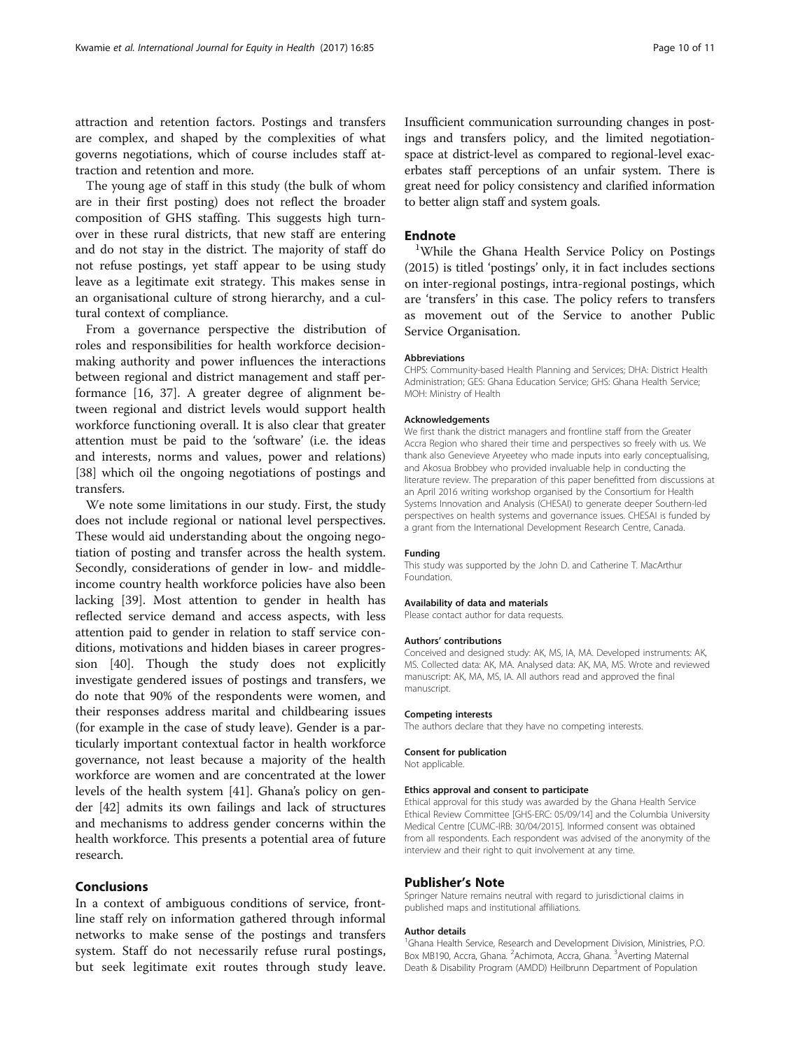attraction and retention factors. Postings and transfers are complex, and shaped by the complexities of what governs negotiations, which of course includes staff attraction and retention and more.

The young age of staff in this study (the bulk of whom are in their first posting) does not reflect the broader composition of GHS staffing. This suggests high turnover in these rural districts, that new staff are entering and do not stay in the district. The majority of staff do not refuse postings, yet staff appear to be using study leave as a legitimate exit strategy. This makes sense in an organisational culture of strong hierarchy, and a cultural context of compliance.

From a governance perspective the distribution of roles and responsibilities for health workforce decision-making authority and power influences the interactions between regional and district management and staff performance [16, 37]. A greater degree of alignment between regional and district levels would support health workforce functioning overall. It is also clear that greater attention must be paid to the 'software' (i.e. the ideas and interests, norms and values, power and relations) [38] which oil the ongoing negotiations of postings and transfers.

We note some limitations in our study. First, the study does not include regional or national level perspectives. These would aid understanding about the ongoing negotiation of posting and transfer across the health system. Secondly, considerations of gender in low- and middle-income country health workforce policies have also been lacking [39]. Most attention to gender in health has reflected service demand and access aspects, with less attention paid to gender in relation to staff service conditions, motivations and hidden biases in career progression [40]. Though the study does not explicitly investigate gendered issues of postings and transfers, we do note that 90% of the respondents were women, and their responses address marital and childbearing issues (for example in the case of study leave). Gender is a particularly important contextual factor in health workforce governance, not least because a majority of the health workforce are women and are concentrated at the lower levels of the health system [41]. Ghana's policy on gender [42] admits its own failings and lack of structures and mechanisms to address gender concerns within the health workforce. This presents a potential area of future research.

## Conclusions

In a context of ambiguous conditions of service, frontline staff rely on information gathered through informal networks to make sense of the postings and transfers system. Staff do not necessarily refuse rural postings, but seek legitimate exit routes through study leave. Insufficient communication surrounding changes in postings and transfers policy, and the limited negotiation-space at district-level as compared to regional-level exacerbates staff perceptions of an unfair system. There is great need for policy consistency and clarified information to better align staff and system goals.

## Endnote

[1]While the Ghana Health Service Policy on Postings (2015) is titled 'postings' only, it in fact includes sections on inter-regional postings, intra-regional postings, which are 'transfers' in this case. The policy refers to transfers as movement out of the Service to another Public Service Organisation.

#### Abbreviations

CHPS: Community-based Health Planning and Services; DHA: District Health Administration; GES: Ghana Education Service; GHS: Ghana Health Service; MOH: Ministry of Health

#### Acknowledgements

We first thank the district managers and frontline staff from the Greater Accra Region who shared their time and perspectives so freely with us. We thank also Genevieve Aryeetey who made inputs into early conceptualising, and Akosua Brobbey who provided invaluable help in conducting the literature review. The preparation of this paper benefitted from discussions at an April 2016 writing workshop organised by the Consortium for Health Systems Innovation and Analysis (CHESAI) to generate deeper Southern-led perspectives on health systems and governance issues. CHESAI is funded by a grant from the International Development Research Centre, Canada.

#### Funding

This study was supported by the John D. and Catherine T. MacArthur Foundation.

#### Availability of data and materials

Please contact author for data requests.

#### Authors' contributions

Conceived and designed study: AK, MS, IA, MA. Developed instruments: AK, MS. Collected data: AK, MA. Analysed data: AK, MA, MS. Wrote and reviewed manuscript: AK, MA, MS, IA. All authors read and approved the final manuscript.

#### Competing interests

The authors declare that they have no competing interests.

#### Consent for publication

Not applicable.

#### Ethics approval and consent to participate

Ethical approval for this study was awarded by the Ghana Health Service Ethical Review Committee [GHS-ERC: 05/09/14] and the Columbia University Medical Centre [CUMC-IRB: 30/04/2015]. Informed consent was obtained from all respondents. Each respondent was advised of the anonymity of the interview and their right to quit involvement at any time.

## Publisher's Note

Springer Nature remains neutral with regard to jurisdictional claims in published maps and institutional affiliations.

#### Author details

[1]Ghana Health Service, Research and Development Division, Ministries, P.O. Box MB190, Accra, Ghana. [2]Achimota, Accra, Ghana. [3]Averting Maternal Death & Disability Program (AMDD) Heilbrunn Department of Population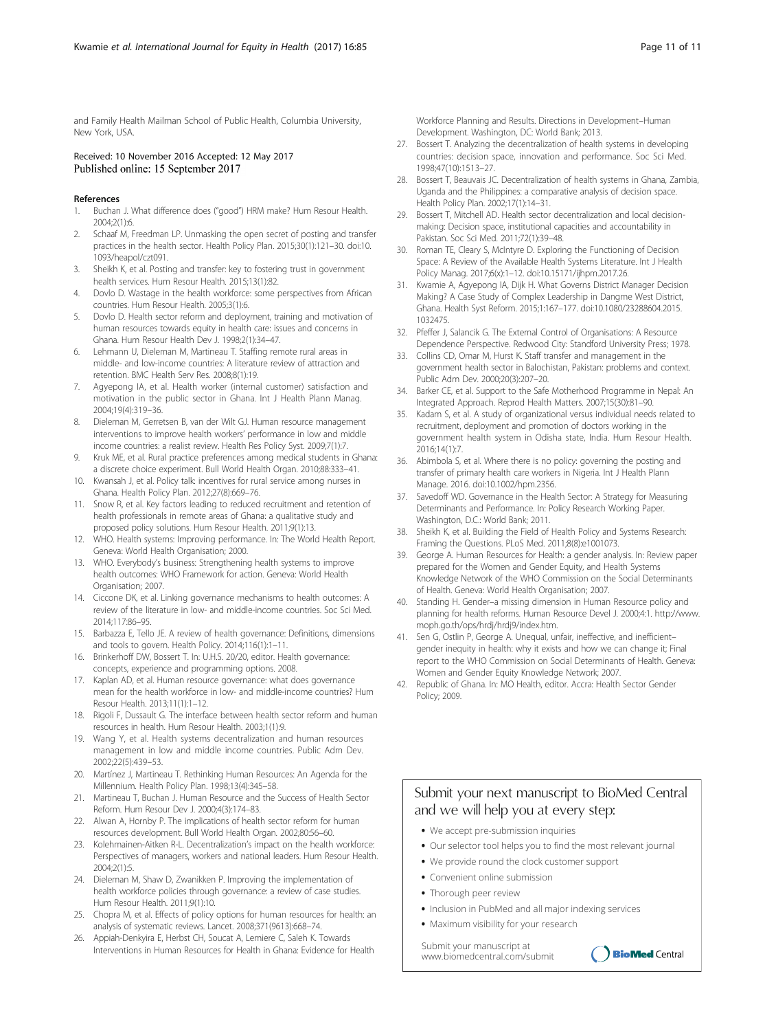and Family Health Mailman School of Public Health, Columbia University, New York, USA.

Received: 10 November 2016 Accepted: 12 May 2017
Published online: 15 September 2017

## References

1. Buchan J. What difference does ("good") HRM make? Hum Resour Health. 2004;2(1):6.
2. Schaaf M, Freedman LP. Unmasking the open secret of posting and transfer practices in the health sector. Health Policy Plan. 2015;30(1):121–30. doi:10.1093/heapol/czt091.
3. Sheikh K, et al. Posting and transfer: key to fostering trust in government health services. Hum Resour Health. 2015;13(1):82.
4. Dovlo D. Wastage in the health workforce: some perspectives from African countries. Hum Resour Health. 2005;3(1):6.
5. Dovlo D. Health sector reform and deployment, training and motivation of human resources towards equity in health care: issues and concerns in Ghana. Hum Resour Health Dev J. 1998;2(1):34–47.
6. Lehmann U, Dieleman M, Martineau T. Staffing remote rural areas in middle- and low-income countries: A literature review of attraction and retention. BMC Health Serv Res. 2008;8(1):19.
7. Agyepong IA, et al. Health worker (internal customer) satisfaction and motivation in the public sector in Ghana. Int J Health Plann Manag. 2004;19(4):319–36.
8. Dieleman M, Gerretsen B, van der Wilt GJ. Human resource management interventions to improve health workers' performance in low and middle income countries: a realist review. Health Res Policy Syst. 2009;7(1):7.
9. Kruk ME, et al. Rural practice preferences among medical students in Ghana: a discrete choice experiment. Bull World Health Organ. 2010;88:333–41.
10. Kwansah J, et al. Policy talk: incentives for rural service among nurses in Ghana. Health Policy Plan. 2012;27(8):669–76.
11. Snow R, et al. Key factors leading to reduced recruitment and retention of health professionals in remote areas of Ghana: a qualitative study and proposed policy solutions. Hum Resour Health. 2011;9(1):13.
12. WHO. Health systems: Improving performance. In: The World Health Report. Geneva: World Health Organisation; 2000.
13. WHO. Everybody's business: Strengthening health systems to improve health outcomes: WHO Framework for action. Geneva: World Health Organisation; 2007.
14. Ciccone DK, et al. Linking governance mechanisms to health outcomes: A review of the literature in low- and middle-income countries. Soc Sci Med. 2014;117:86–95.
15. Barbazza E, Tello JE. A review of health governance: Definitions, dimensions and tools to govern. Health Policy. 2014;116(1):1–11.
16. Brinkerhoff DW, Bossert T. In: U.H.S. 20/20, editor. Health governance: concepts, experience and programming options. 2008.
17. Kaplan AD, et al. Human resource governance: what does governance mean for the health workforce in low- and middle-income countries? Hum Resour Health. 2013;11(1):1–12.
18. Rigoli F, Dussault G. The interface between health sector reform and human resources in health. Hum Resour Health. 2003;1(1):9.
19. Wang Y, et al. Health systems decentralization and human resources management in low and middle income countries. Public Adm Dev. 2002;22(5):439–53.
20. Martínez J, Martineau T. Rethinking Human Resources: An Agenda for the Millennium. Health Policy Plan. 1998;13(4):345–58.
21. Martineau T, Buchan J. Human Resource and the Success of Health Sector Reform. Hum Resour Dev J. 2000;4(3):174–83.
22. Alwan A, Hornby P. The implications of health sector reform for human resources development. Bull World Health Organ. 2002;80:56–60.
23. Kolehmainen-Aitken R-L. Decentralization's impact on the health workforce: Perspectives of managers, workers and national leaders. Hum Resour Health. 2004;2(1):5.
24. Dieleman M, Shaw D, Zwanikken P. Improving the implementation of health workforce policies through governance: a review of case studies. Hum Resour Health. 2011;9(1):10.
25. Chopra M, et al. Effects of policy options for human resources for health: an analysis of systematic reviews. Lancet. 2008;371(9613):668–74.
26. Appiah-Denkyira E, Herbst CH, Soucat A, Lemiere C, Saleh K. Towards Interventions in Human Resources for Health in Ghana: Evidence for Health Workforce Planning and Results. Directions in Development–Human Development. Washington, DC: World Bank; 2013.
27. Bossert T. Analyzing the decentralization of health systems in developing countries: decision space, innovation and performance. Soc Sci Med. 1998;47(10):1513–27.
28. Bossert T, Beauvais JC. Decentralization of health systems in Ghana, Zambia, Uganda and the Philippines: a comparative analysis of decision space. Health Policy Plan. 2002;17(1):14–31.
29. Bossert T, Mitchell AD. Health sector decentralization and local decision-making: Decision space, institutional capacities and accountability in Pakistan. Soc Sci Med. 2011;72(1):39–48.
30. Roman TE, Cleary S, McIntyre D. Exploring the Functioning of Decision Space: A Review of the Available Health Systems Literature. Int J Health Policy Manag. 2017;6(x):1–12. doi:10.15171/ijhpm.2017.26.
31. Kwamie A, Agyepong IA, Dijk H. What Governs District Manager Decision Making? A Case Study of Complex Leadership in Dangme West District, Ghana. Health Syst Reform. 2015;1:167–177. doi:10.1080/23288604.2015.1032475.
32. Pfeffer J, Salancik G. The External Control of Organisations: A Resource Dependence Perspective. Redwood City: Standford University Press; 1978.
33. Collins CD, Omar M, Hurst K. Staff transfer and management in the government health sector in Balochistan, Pakistan: problems and context. Public Adm Dev. 2000;20(3):207–20.
34. Barker CE, et al. Support to the Safe Motherhood Programme in Nepal: An Integrated Approach. Reprod Health Matters. 2007;15(30):81–90.
35. Kadam S, et al. A study of organizational versus individual needs related to recruitment, deployment and promotion of doctors working in the government health system in Odisha state, India. Hum Resour Health. 2016;14(1):7.
36. Abimbola S, et al. Where there is no policy: governing the posting and transfer of primary health care workers in Nigeria. Int J Health Plann Manage. 2016. doi:10.1002/hpm.2356.
37. Savedoff WD. Governance in the Health Sector: A Strategy for Measuring Determinants and Performance. In: Policy Research Working Paper. Washington, D.C.: World Bank; 2011.
38. Sheikh K, et al. Building the Field of Health Policy and Systems Research: Framing the Questions. PLoS Med. 2011;8(8):e1001073.
39. George A. Human Resources for Health: a gender analysis. In: Review paper prepared for the Women and Gender Equity, and Health Systems Knowledge Network of the WHO Commission on the Social Determinants of Health. Geneva: World Health Organisation; 2007.
40. Standing H. Gender–a missing dimension in Human Resource policy and planning for health reforms. Human Resource Devel J. 2000;4:1. http://www.moph.go.th/ops/hrdj/hrdj9/index.htm.
41. Sen G, Ostlin P, George A. Unequal, unfair, ineffective, and inefficient–gender inequity in health: why it exists and how we can change it; Final report to the WHO Commission on Social Determinants of Health. Geneva: Women and Gender Equity Knowledge Network; 2007.
42. Republic of Ghana. In: MO Health, editor. Accra: Health Sector Gender Policy; 2009.

Submit your next manuscript to BioMed Central and we will help you at every step:

- We accept pre-submission inquiries
- Our selector tool helps you to find the most relevant journal
- We provide round the clock customer support
- Convenient online submission
- Thorough peer review
- Inclusion in PubMed and all major indexing services
- Maximum visibility for your research

Submit your manuscript at
www.biomedcentral.com/submit

BioMed Central